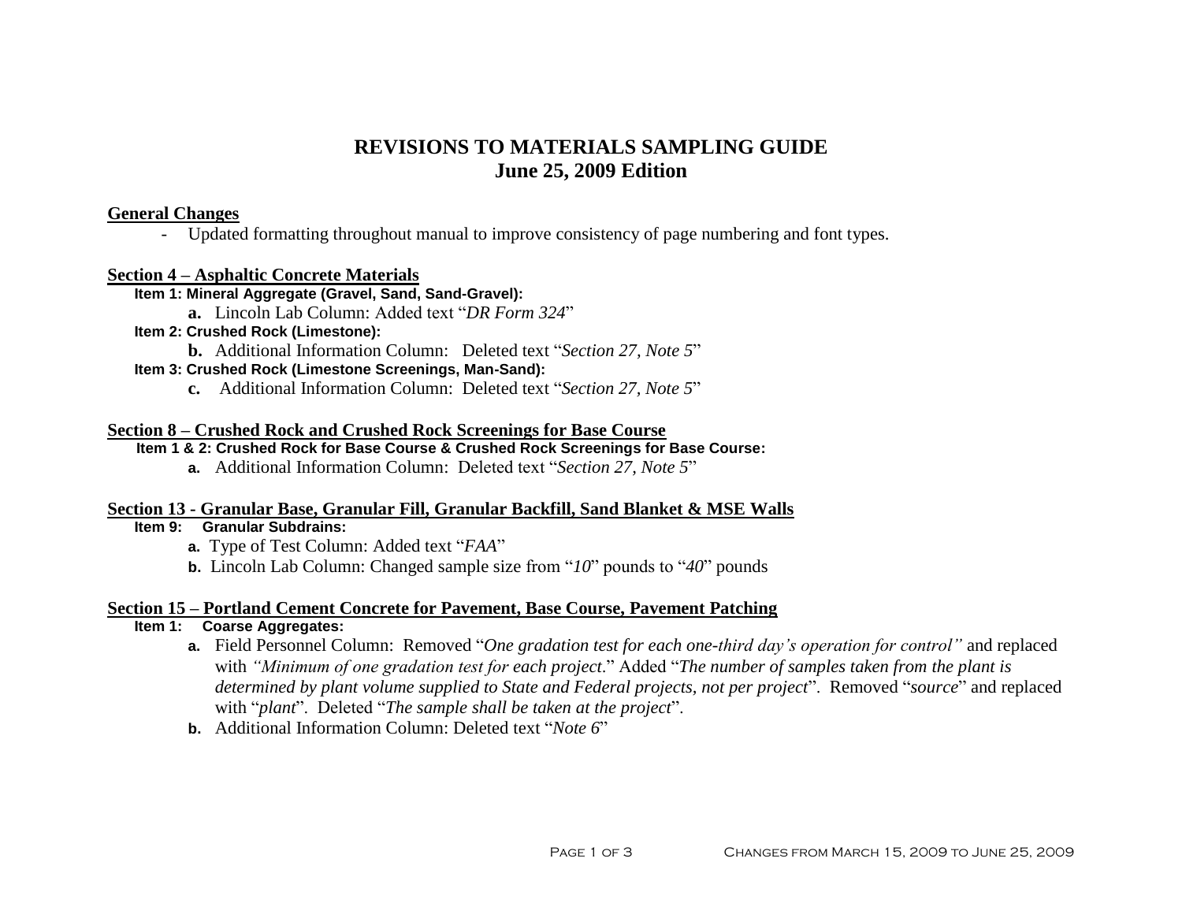# REVISIONS TO MATERIALS SAMPLING GUIDE
# June 25, 2009 Edition

**General Changes**

- Updated formatting throughout manual to improve consistency of page numbering and font types.

**Section 4 – Asphaltic Concrete Materials**

**Item 1: Mineral Aggregate (Gravel, Sand, Sand-Gravel):**

**a.** Lincoln Lab Column: Added text "*DR Form 324*"

**Item 2: Crushed Rock (Limestone):**

**b.** Additional Information Column: Deleted text "*Section 27, Note 5*"

**Item 3: Crushed Rock (Limestone Screenings, Man-Sand):**

**c.** Additional Information Column: Deleted text "*Section 27, Note 5*"

**Section 8 – Crushed Rock and Crushed Rock Screenings for Base Course**

**Item 1 & 2: Crushed Rock for Base Course & Crushed Rock Screenings for Base Course:**

**a.** Additional Information Column: Deleted text "*Section 27, Note 5*"

**Section 13 - Granular Base, Granular Fill, Granular Backfill, Sand Blanket & MSE Walls**

**Item 9: Granular Subdrains:**

**a.** Type of Test Column: Added text "*FAA*"

**b.** Lincoln Lab Column: Changed sample size from "*10*" pounds to "*40*" pounds

**Section 15 – Portland Cement Concrete for Pavement, Base Course, Pavement Patching**

**Item 1: Coarse Aggregates:**

**a.** Field Personnel Column: Removed "*One gradation test for each one-third day's operation for control"* and replaced with *"Minimum of one gradation test for each project*." Added "*The number of samples taken from the plant is determined by plant volume supplied to State and Federal projects, not per project*". Removed "*source*" and replaced with "*plant*". Deleted "*The sample shall be taken at the project*".

**b.** Additional Information Column: Deleted text "*Note 6*"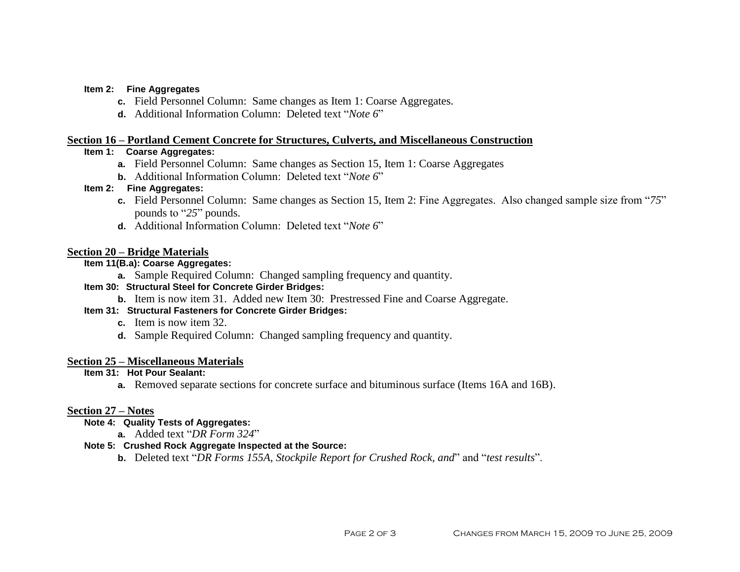**Item 2: Fine Aggregates**

- **c.** Field Personnel Column: Same changes as Item 1: Coarse Aggregates.
- **d.** Additional Information Column: Deleted text "*Note 6*"

## Section 16 – Portland Cement Concrete for Structures, Culverts, and Miscellaneous Construction

**Item 1: Coarse Aggregates:**

- **a.** Field Personnel Column: Same changes as Section 15, Item 1: Coarse Aggregates
- **b.** Additional Information Column: Deleted text "*Note 6*"

**Item 2: Fine Aggregates:**

- **c.** Field Personnel Column: Same changes as Section 15, Item 2: Fine Aggregates. Also changed sample size from "*75*" pounds to "*25*" pounds.
- **d.** Additional Information Column: Deleted text "*Note 6*"

## Section 20 – Bridge Materials

**Item 11(B.a): Coarse Aggregates:**

- **a.** Sample Required Column: Changed sampling frequency and quantity.

**Item 30: Structural Steel for Concrete Girder Bridges:**

- **b.** Item is now item 31. Added new Item 30: Prestressed Fine and Coarse Aggregate.

**Item 31: Structural Fasteners for Concrete Girder Bridges:**

- **c.** Item is now item 32.
- **d.** Sample Required Column: Changed sampling frequency and quantity.

## Section 25 – Miscellaneous Materials

**Item 31: Hot Pour Sealant:**

- **a.** Removed separate sections for concrete surface and bituminous surface (Items 16A and 16B).

## Section 27 – Notes

**Note 4: Quality Tests of Aggregates:**

- **a.** Added text "*DR Form 324*"

**Note 5: Crushed Rock Aggregate Inspected at the Source:**

- **b.** Deleted text "*DR Forms 155A, Stockpile Report for Crushed Rock, and*" and "*test results*".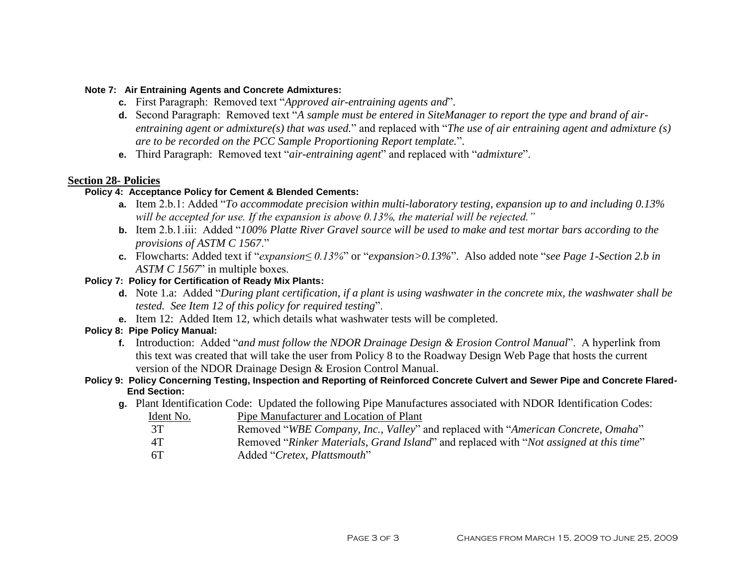**Note 7: Air Entraining Agents and Concrete Admixtures:**

c. First Paragraph: Removed text "*Approved air-entraining agents and*".
d. Second Paragraph: Removed text "*A sample must be entered in SiteManager to report the type and brand of air-entraining agent or admixture(s) that was used.*" and replaced with "*The use of air entraining agent and admixture (s) are to be recorded on the PCC Sample Proportioning Report template.*".
e. Third Paragraph: Removed text "*air-entraining agent*" and replaced with "*admixture*".

## Section 28- Policies

**Policy 4: Acceptance Policy for Cement & Blended Cements:**

a. Item 2.b.1: Added "*To accommodate precision within multi-laboratory testing, expansion up to and including 0.13% will be accepted for use. If the expansion is above 0.13%, the material will be rejected.*"
b. Item 2.b.1.iii: Added "*100% Platte River Gravel source will be used to make and test mortar bars according to the provisions of ASTM C 1567*."
c. Flowcharts: Added text if "*expansion≤ 0.13%*" or "*expansion>0.13%*". Also added note "*see Page 1-Section 2.b in ASTM C 1567*" in multiple boxes.

**Policy 7: Policy for Certification of Ready Mix Plants:**

d. Note 1.a: Added "*During plant certification, if a plant is using washwater in the concrete mix, the washwater shall be tested. See Item 12 of this policy for required testing*".
e. Item 12: Added Item 12, which details what washwater tests will be completed.

**Policy 8: Pipe Policy Manual:**

f. Introduction: Added "*and must follow the NDOR Drainage Design & Erosion Control Manual*". A hyperlink from this text was created that will take the user from Policy 8 to the Roadway Design Web Page that hosts the current version of the NDOR Drainage Design & Erosion Control Manual.

**Policy 9: Policy Concerning Testing, Inspection and Reporting of Reinforced Concrete Culvert and Sewer Pipe and Concrete Flared-End Section:**

g. Plant Identification Code: Updated the following Pipe Manufactures associated with NDOR Identification Codes:

| Ident No. | Pipe Manufacturer and Location of Plant |
|---|---|
| 3T | Removed "*WBE Company, Inc., Valley*" and replaced with "*American Concrete, Omaha*" |
| 4T | Removed "*Rinker Materials, Grand Island*" and replaced with "*Not assigned at this time*" |
| 6T | Added "*Cretex, Plattsmouth*" |